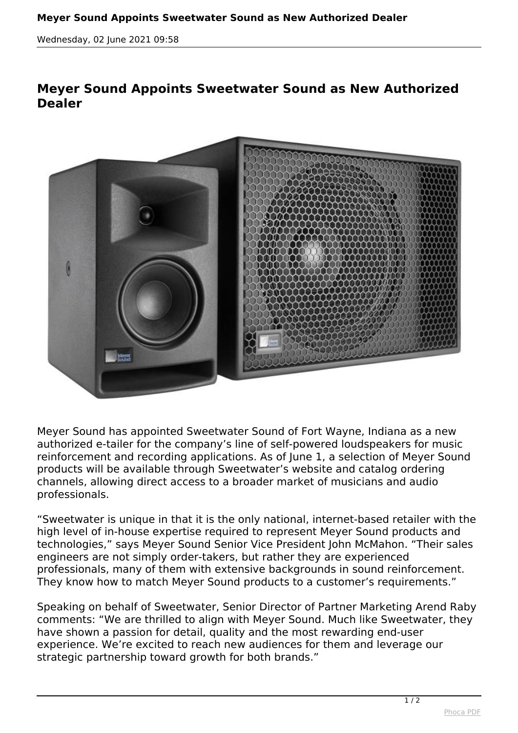# Meyer Sound Appoints Sweetwater Sound as New Authorized Dealer

Meyer Sound has appointed Sweetwater Sound of Fort Wayne, Indiana as a new authorized e-tailer for the company's line of self-powered loudspeakers for music reinforcement and recording applications. As of June 1, a selection of Meyer Sound products will be available through Sweetwater's website and catalog ordering channels, allowing direct access to a broader market of musicians and audio professionals.

"Sweetwater is unique in that it is the only national, internet-based retailer with the high level of in-house expertise required to represent Meyer Sound products and technologies," says Meyer Sound Senior Vice President John McMahon. "Their sales engineers are not simply order-takers, but rather they are experienced professionals, many of them with extensive backgrounds in sound reinforcement. They know how to match Meyer Sound products to a customer's requirements."

Speaking on behalf of Sweetwater, Senior Director of Partner Marketing Arend Raby comments: "We are thrilled to align with Meyer Sound. Much like Sweetwater, they have shown a passion for detail, quality and the most rewarding end-user experience. We're excited to reach new audiences for them and leverage our strategic partnership toward growth for both brands."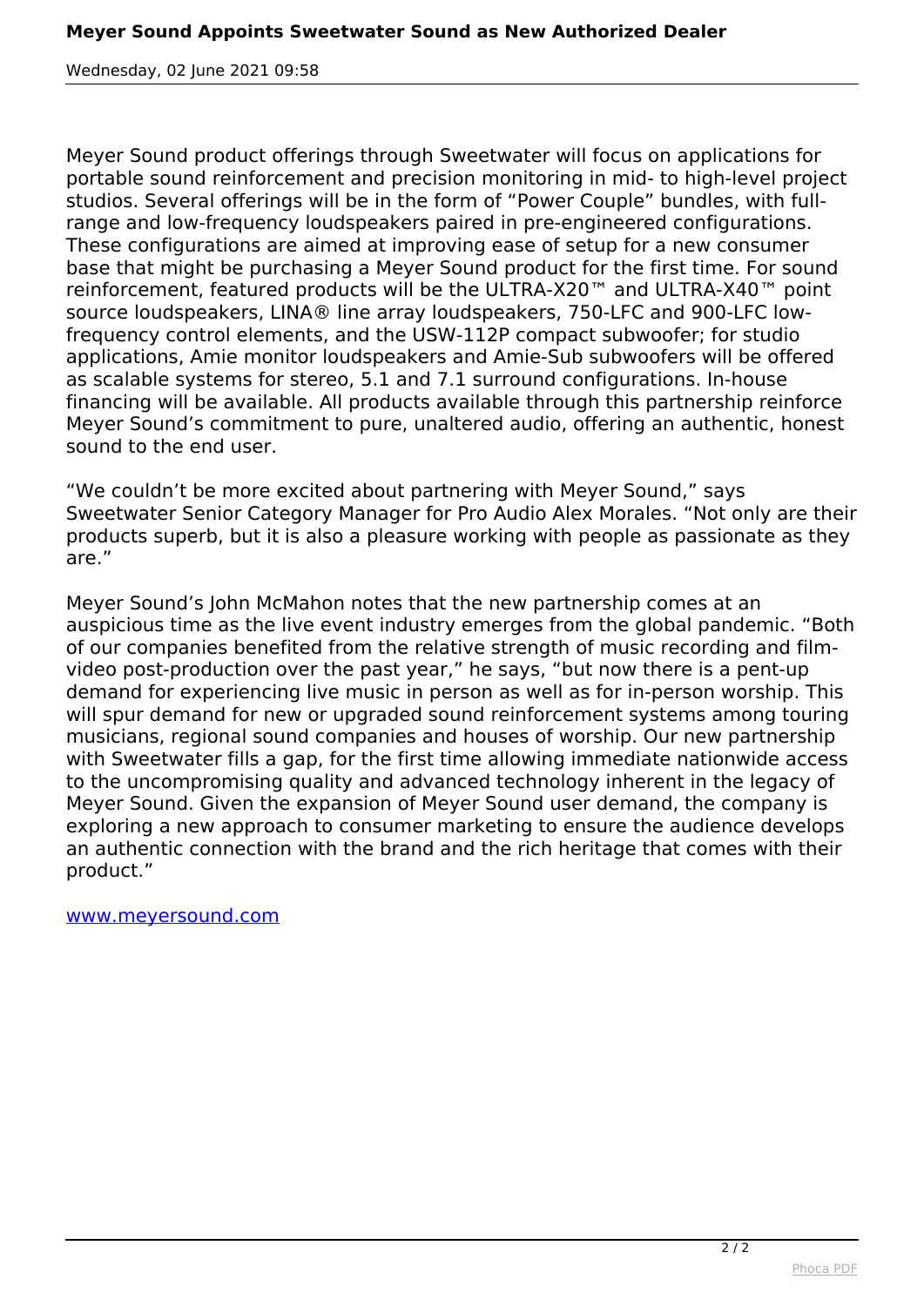Meyer Sound product offerings through Sweetwater will focus on applications for portable sound reinforcement and precision monitoring in mid- to high-level project studios. Several offerings will be in the form of “Power Couple” bundles, with full-range and low-frequency loudspeakers paired in pre-engineered configurations. These configurations are aimed at improving ease of setup for a new consumer base that might be purchasing a Meyer Sound product for the first time. For sound reinforcement, featured products will be the ULTRA-X20™ and ULTRA-X40™ point source loudspeakers, LINA® line array loudspeakers, 750-LFC and 900-LFC low-frequency control elements, and the USW-112P compact subwoofer; for studio applications, Amie monitor loudspeakers and Amie-Sub subwoofers will be offered as scalable systems for stereo, 5.1 and 7.1 surround configurations. In-house financing will be available. All products available through this partnership reinforce Meyer Sound’s commitment to pure, unaltered audio, offering an authentic, honest sound to the end user.

“We couldn’t be more excited about partnering with Meyer Sound,” says Sweetwater Senior Category Manager for Pro Audio Alex Morales. “Not only are their products superb, but it is also a pleasure working with people as passionate as they are.”

Meyer Sound’s John McMahon notes that the new partnership comes at an auspicious time as the live event industry emerges from the global pandemic. “Both of our companies benefited from the relative strength of music recording and film-video post-production over the past year,” he says, “but now there is a pent-up demand for experiencing live music in person as well as for in-person worship. This will spur demand for new or upgraded sound reinforcement systems among touring musicians, regional sound companies and houses of worship. Our new partnership with Sweetwater fills a gap, for the first time allowing immediate nationwide access to the uncompromising quality and advanced technology inherent in the legacy of Meyer Sound. Given the expansion of Meyer Sound user demand, the company is exploring a new approach to consumer marketing to ensure the audience develops an authentic connection with the brand and the rich heritage that comes with their product.”

[www.meyersound.com](http://www.meyersound.com)